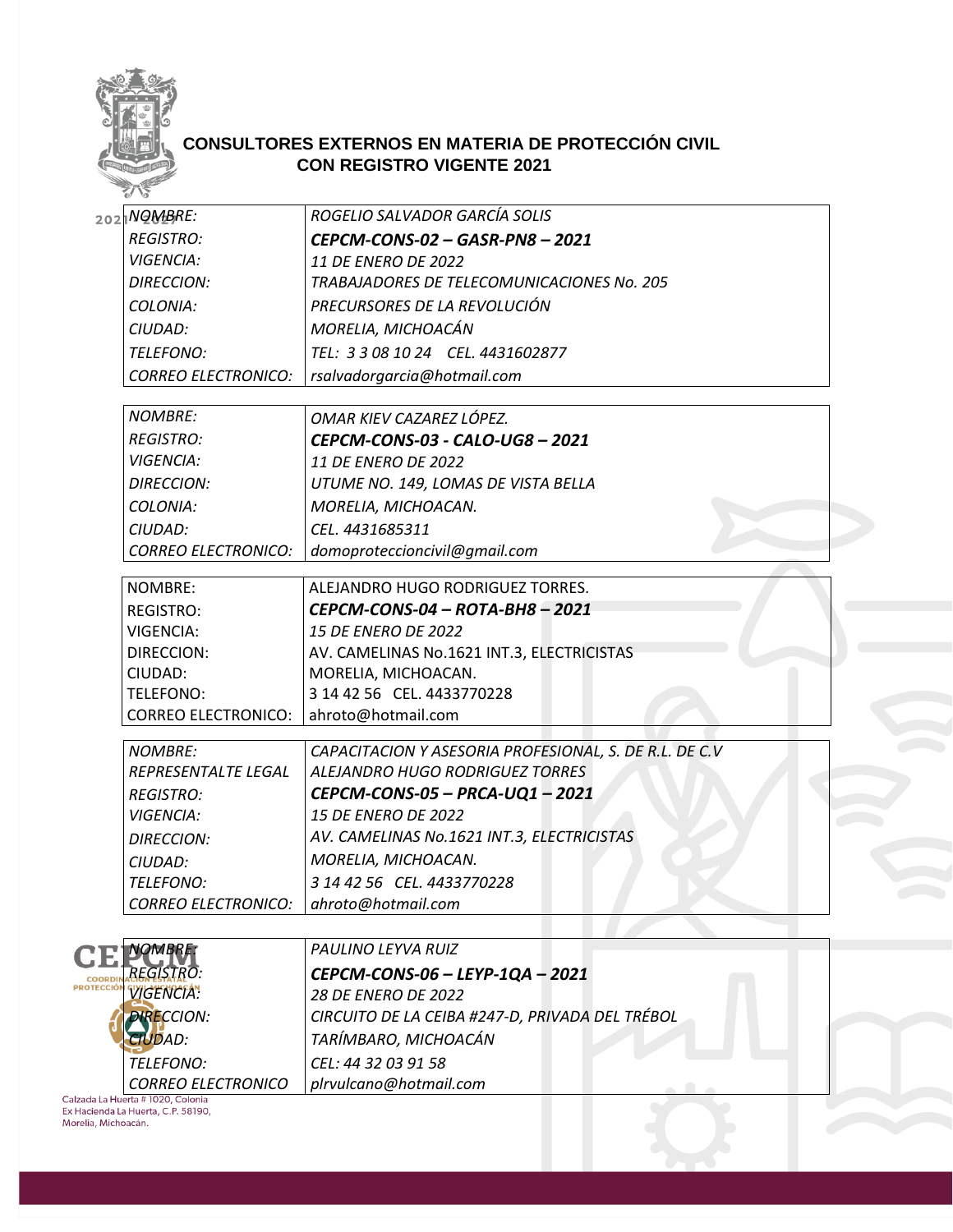## CONSULTORES EXTERNOS EN MATERIA DE PROTECCIÓN CIVIL CON REGISTRO VIGENTE 2021

| | |
|---|---|
| *NOMBRE:* | *ROGELIO SALVADOR GARCÍA SOLIS* |
| *REGISTRO:* | ***CEPCM-CONS-02 – GASR-PN8 – 2021*** |
| *VIGENCIA:* | *11 DE ENERO DE 2022* |
| *DIRECCION:* | *TRABAJADORES DE TELECOMUNICACIONES No. 205* |
| *COLONIA:* | *PRECURSORES DE LA REVOLUCIÓN* |
| *CIUDAD:* | *MORELIA, MICHOACÁN* |
| *TELEFONO:* | *TEL: 3 3 08 10 24 CEL. 4431602877* |
| *CORREO ELECTRONICO:* | *rsalvadorgarcia@hotmail.com* |

| | |
|---|---|
| *NOMBRE:* | *OMAR KIEV CAZAREZ LÓPEZ.* |
| *REGISTRO:* | ***CEPCM-CONS-03 - CALO-UG8 – 2021*** |
| *VIGENCIA:* | *11 DE ENERO DE 2022* |
| *DIRECCION:* | *UTUME NO. 149, LOMAS DE VISTA BELLA* |
| *COLONIA:* | *MORELIA, MICHOACAN.* |
| *CIUDAD:* | *CEL. 4431685311* |
| *CORREO ELECTRONICO:* | *domoproteccioncivil@gmail.com* |

| | |
|---|---|
| NOMBRE: | ALEJANDRO HUGO RODRIGUEZ TORRES. |
| REGISTRO: | ***CEPCM-CONS-04 – ROTA-BH8 – 2021*** |
| VIGENCIA: | *15 DE ENERO DE 2022* |
| DIRECCION: | AV. CAMELINAS No.1621 INT.3, ELECTRICISTAS |
| CIUDAD: | MORELIA, MICHOACAN. |
| TELEFONO: | 3 14 42 56 CEL. 4433770228 |
| CORREO ELECTRONICO: | ahroto@hotmail.com |

| | |
|---|---|
| *NOMBRE:* | *CAPACITACION Y ASESORIA PROFESIONAL, S. DE R.L. DE C.V* |
| *REPRESENTALTE LEGAL* | *ALEJANDRO HUGO RODRIGUEZ TORRES* |
| *REGISTRO:* | ***CEPCM-CONS-05 – PRCA-UQ1 – 2021*** |
| *VIGENCIA:* | *15 DE ENERO DE 2022* |
| *DIRECCION:* | *AV. CAMELINAS No.1621 INT.3, ELECTRICISTAS* |
| *CIUDAD:* | *MORELIA, MICHOACAN.* |
| *TELEFONO:* | *3 14 42 56 CEL. 4433770228* |
| *CORREO ELECTRONICO:* | *ahroto@hotmail.com* |

| | |
|---|---|
| *NOMBRE:* | *PAULINO LEYVA RUIZ* |
| *REGISTRO:* | ***CEPCM-CONS-06 – LEYP-1QA – 2021*** |
| *VIGENCIA:* | *28 DE ENERO DE 2022* |
| *DIRECCION:* | *CIRCUITO DE LA CEIBA #247-D, PRIVADA DEL TRÉBOL* |
| *CIUDAD:* | *TARÍMBARO, MICHOACÁN* |
| *TELEFONO:* | *CEL: 44 32 03 91 58* |
| *CORREO ELECTRONICO* | *plrvulcano@hotmail.com* |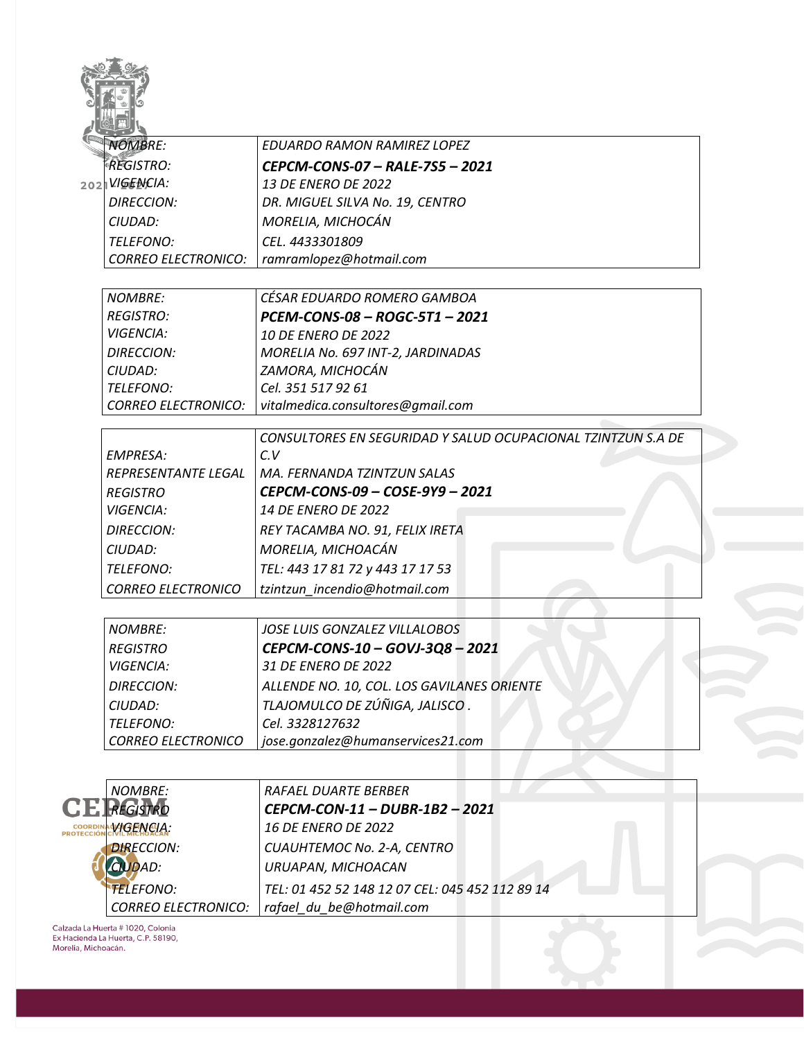| NOMBRE: | EDUARDO RAMON RAMIREZ LOPEZ |
|---|---|
| REGISTRO: | **CEPCM-CONS-07 – RALE-7S5 – 2021** |
| VIGENCIA: | 13 DE ENERO DE 2022 |
| DIRECCION: | DR. MIGUEL SILVA No. 19, CENTRO |
| CIUDAD: | MORELIA, MICHOCÁN |
| TELEFONO: | CEL. 4433301809 |
| CORREO ELECTRONICO: | ramramlopez@hotmail.com |

| NOMBRE: | CÉSAR EDUARDO ROMERO GAMBOA |
|---|---|
| REGISTRO: | **PCEM-CONS-08 – ROGC-5T1 – 2021** |
| VIGENCIA: | 10 DE ENERO DE 2022 |
| DIRECCION: | MORELIA No. 697 INT-2, JARDINADAS |
| CIUDAD: | ZAMORA, MICHOCÁN |
| TELEFONO: | Cel. 351 517 92 61 |
| CORREO ELECTRONICO: | vitalmedica.consultores@gmail.com |

| EMPRESA: | CONSULTORES EN SEGURIDAD Y SALUD OCUPACIONAL TZINTZUN S.A DE C.V |
|---|---|
| REPRESENTANTE LEGAL | MA. FERNANDA TZINTZUN SALAS |
| REGISTRO | **CEPCM-CONS-09 – COSE-9Y9 – 2021** |
| VIGENCIA: | 14 DE ENERO DE 2022 |
| DIRECCION: | REY TACAMBA NO. 91, FELIX IRETA |
| CIUDAD: | MORELIA, MICHOACÁN |
| TELEFONO: | TEL: 443 17 81 72 y 443 17 17 53 |
| CORREO ELECTRONICO | tzintzun_incendio@hotmail.com |

| NOMBRE: | JOSE LUIS GONZALEZ VILLALOBOS |
|---|---|
| REGISTRO | **CEPCM-CONS-10 – GOVJ-3Q8 – 2021** |
| VIGENCIA: | 31 DE ENERO DE 2022 |
| DIRECCION: | ALLENDE NO. 10, COL. LOS GAVILANES ORIENTE |
| CIUDAD: | TLAJOMULCO DE ZÚÑIGA, JALISCO . |
| TELEFONO: | Cel. 3328127632 |
| CORREO ELECTRONICO | jose.gonzalez@humanservices21.com |

| NOMBRE: | RAFAEL DUARTE BERBER |
|---|---|
| REGISTRO | **CEPCM-CON-11 – DUBR-1B2 – 2021** |
| VIGENCIA: | 16 DE ENERO DE 2022 |
| DIRECCION: | CUAUHTEMOC No. 2-A, CENTRO |
| CIUDAD: | URUAPAN, MICHOACAN |
| TELEFONO: | TEL: 01 452 52 148 12 07 CEL: 045 452 112 89 14 |
| CORREO ELECTRONICO: | rafael_du_be@hotmail.com |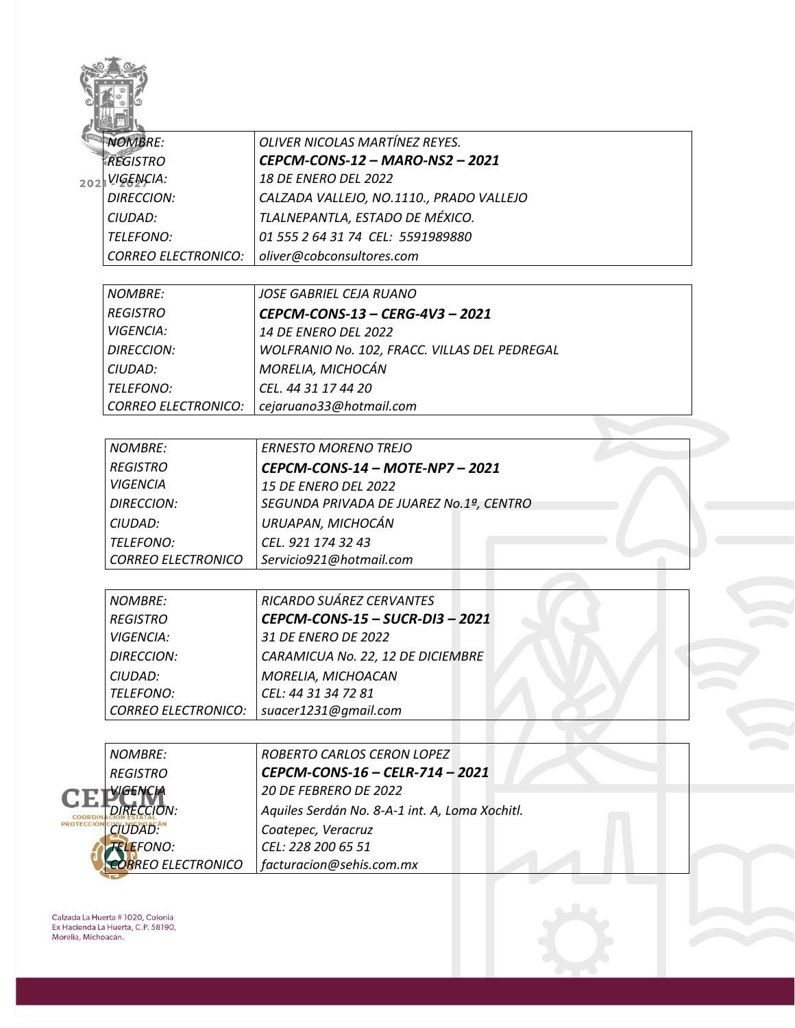| NOMBRE: | OLIVER NICOLAS MARTÍNEZ REYES. |
|---|---|
| REGISTRO | **CEPCM-CONS-12 – MARO-NS2 – 2021** |
| VIGENCIA: | 18 DE ENERO DEL 2022 |
| DIRECCION: | CALZADA VALLEJO, NO.1110., PRADO VALLEJO |
| CIUDAD: | TLALNEPANTLA, ESTADO DE MÉXICO. |
| TELEFONO: | 01 555 2 64 31 74 CEL: 5591989880 |
| CORREO ELECTRONICO: | oliver@cobconsultores.com |

| NOMBRE: | JOSE GABRIEL CEJA RUANO |
|---|---|
| REGISTRO | **CEPCM-CONS-13 – CERG-4V3 – 2021** |
| VIGENCIA: | 14 DE ENERO DEL 2022 |
| DIRECCION: | WOLFRANIO No. 102, FRACC. VILLAS DEL PEDREGAL |
| CIUDAD: | MORELIA, MICHOCÁN |
| TELEFONO: | CEL. 44 31 17 44 20 |
| CORREO ELECTRONICO: | cejaruano33@hotmail.com |

| NOMBRE: | ERNESTO MORENO TREJO |
|---|---|
| REGISTRO | **CEPCM-CONS-14 – MOTE-NP7 – 2021** |
| VIGENCIA | 15 DE ENERO DEL 2022 |
| DIRECCION: | SEGUNDA PRIVADA DE JUAREZ No.1º, CENTRO |
| CIUDAD: | URUAPAN, MICHOCÁN |
| TELEFONO: | CEL. 921 174 32 43 |
| CORREO ELECTRONICO | Servicio921@hotmail.com |

| NOMBRE: | RICARDO SUÁREZ CERVANTES |
|---|---|
| REGISTRO | **CEPCM-CONS-15 – SUCR-DI3 – 2021** |
| VIGENCIA: | 31 DE ENERO DE 2022 |
| DIRECCION: | CARAMICUA No. 22, 12 DE DICIEMBRE |
| CIUDAD: | MORELIA, MICHOACAN |
| TELEFONO: | CEL: 44 31 34 72 81 |
| CORREO ELECTRONICO: | suacer1231@gmail.com |

| NOMBRE: | ROBERTO CARLOS CERON LOPEZ |
|---|---|
| REGISTRO | **CEPCM-CONS-16 – CELR-714 – 2021** |
| VIGENCIA | 20 DE FEBRERO DE 2022 |
| DIRECCION: | Aquiles Serdán No. 8-A-1 int. A, Loma Xochitl. |
| CIUDAD: | Coatepec, Veracruz |
| TELEFONO: | CEL: 228 200 65 51 |
| CORREO ELECTRONICO | facturacion@sehis.com.mx |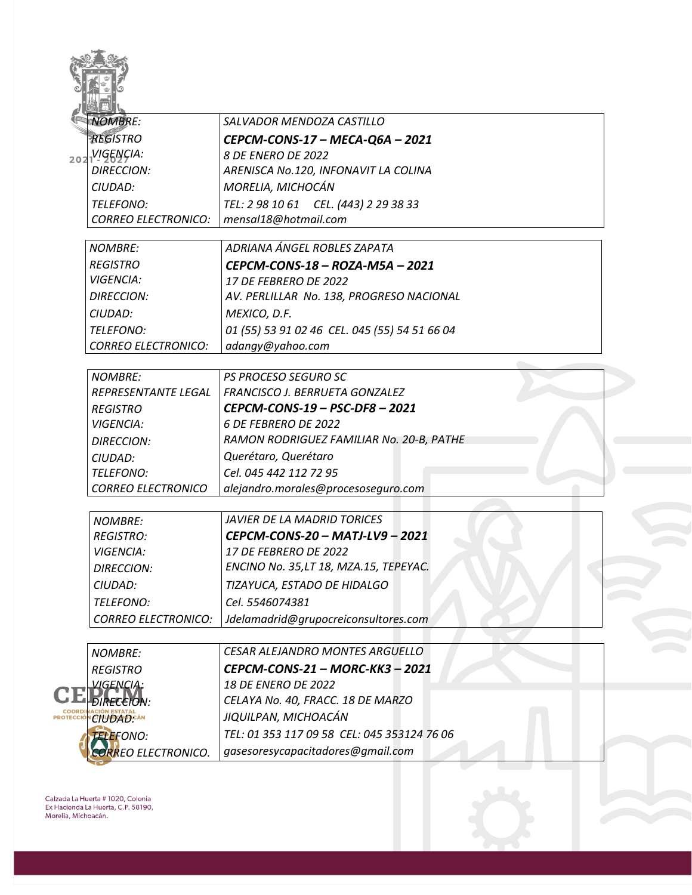| NOMBRE: | SALVADOR MENDOZA CASTILLO |
|---|---|
| REGISTRO | **CEPCM-CONS-17 – MECA-Q6A – 2021** |
| VIGENCIA: | 8 DE ENERO DE 2022 |
| DIRECCION: | ARENISCA No.120, INFONAVIT LA COLINA |
| CIUDAD: | MORELIA, MICHOCÁN |
| TELEFONO: | TEL: 2 98 10 61 CEL. (443) 2 29 38 33 |
| CORREO ELECTRONICO: | mensal18@hotmail.com |

| NOMBRE: | ADRIANA ÁNGEL ROBLES ZAPATA |
|---|---|
| REGISTRO | **CEPCM-CONS-18 – ROZA-M5A – 2021** |
| VIGENCIA: | 17 DE FEBRERO DE 2022 |
| DIRECCION: | AV. PERLILLAR No. 138, PROGRESO NACIONAL |
| CIUDAD: | MEXICO, D.F. |
| TELEFONO: | 01 (55) 53 91 02 46 CEL. 045 (55) 54 51 66 04 |
| CORREO ELECTRONICO: | adangy@yahoo.com |

| NOMBRE: | PS PROCESO SEGURO SC |
|---|---|
| REPRESENTANTE LEGAL | FRANCISCO J. BERRUETA GONZALEZ |
| REGISTRO | **CEPCM-CONS-19 – PSC-DF8 – 2021** |
| VIGENCIA: | 6 DE FEBRERO DE 2022 |
| DIRECCION: | RAMON RODRIGUEZ FAMILIAR No. 20-B, PATHE |
| CIUDAD: | Querétaro, Querétaro |
| TELEFONO: | Cel. 045 442 112 72 95 |
| CORREO ELECTRONICO | alejandro.morales@procesoseguro.com |

| NOMBRE: | JAVIER DE LA MADRID TORICES |
|---|---|
| REGISTRO: | **CEPCM-CONS-20 – MATJ-LV9 – 2021** |
| VIGENCIA: | 17 DE FEBRERO DE 2022 |
| DIRECCION: | ENCINO No. 35,LT 18, MZA.15, TEPEYAC. |
| CIUDAD: | TIZAYUCA, ESTADO DE HIDALGO |
| TELEFONO: | Cel. 5546074381 |
| CORREO ELECTRONICO: | Jdelamadrid@grupocreiconsultores.com |

| NOMBRE: | CESAR ALEJANDRO MONTES ARGUELLO |
|---|---|
| REGISTRO | **CEPCM-CONS-21 – MORC-KK3 – 2021** |
| VIGENCIA: | 18 DE ENERO DE 2022 |
| DIRECCION: | CELAYA No. 40, FRACC. 18 DE MARZO |
| CIUDAD: | JIQUILPAN, MICHOACÁN |
| TELEFONO: | TEL: 01 353 117 09 58 CEL: 045 353124 76 06 |
| CORREO ELECTRONICO. | gasesoresycapacitadores@gmail.com |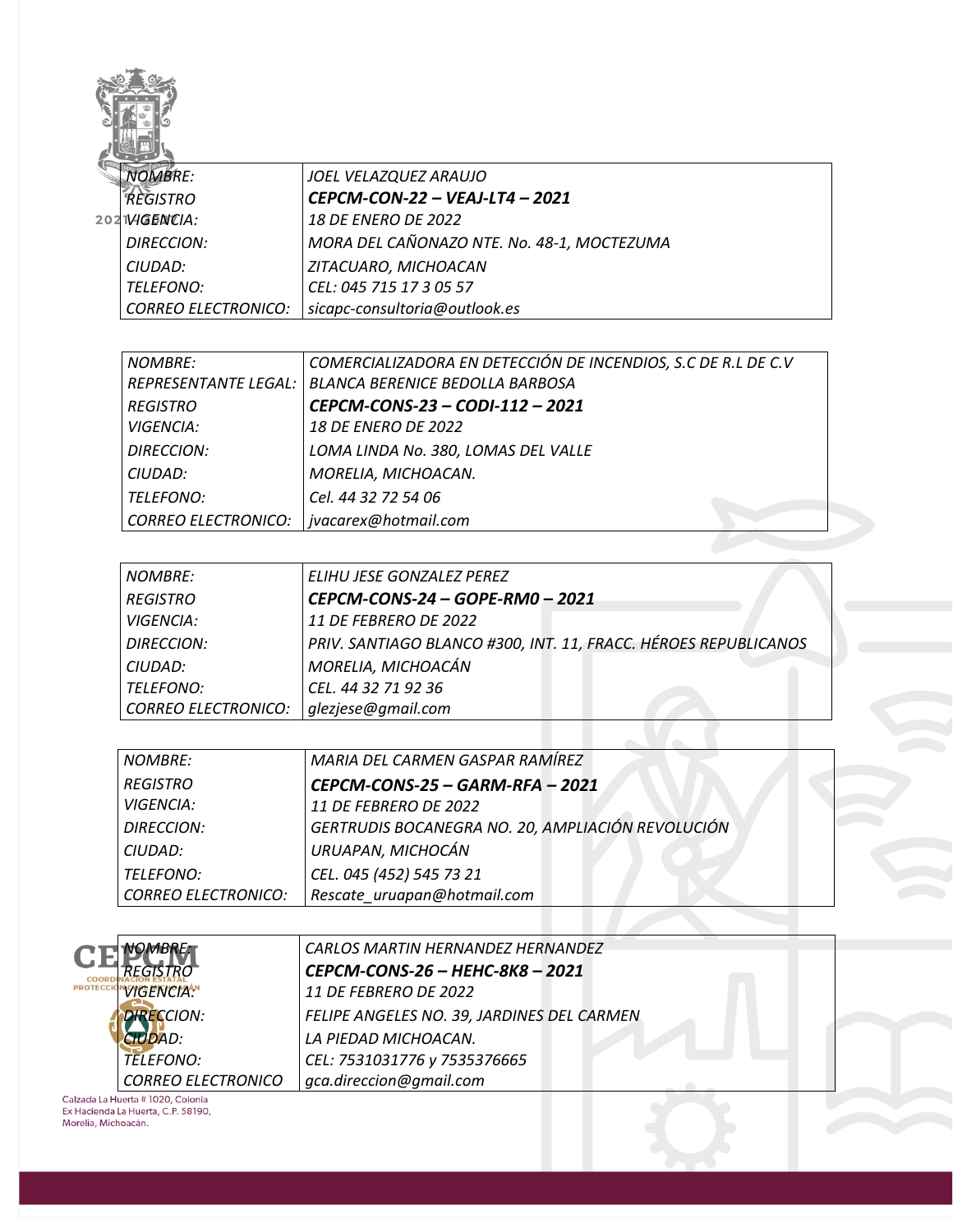| | |
|---|---|
| *NOMBRE:* | *JOEL VELAZQUEZ ARAUJO* |
| *REGISTRO* | ***CEPCM-CON-22 – VEAJ-LT4 – 2021*** |
| *VIGENCIA:* | *18 DE ENERO DE 2022* |
| *DIRECCION:* | *MORA DEL CAÑONAZO NTE. No. 48-1, MOCTEZUMA* |
| *CIUDAD:* | *ZITACUARO, MICHOACAN* |
| *TELEFONO:* | *CEL: 045 715 17 3 05 57* |
| *CORREO ELECTRONICO:* | *sicapc-consultoria@outlook.es* |

| | |
|---|---|
| *NOMBRE:* | *COMERCIALIZADORA EN DETECCIÓN DE INCENDIOS, S.C DE R.L DE C.V* |
| *REPRESENTANTE LEGAL:* | *BLANCA BERENICE BEDOLLA BARBOSA* |
| *REGISTRO* | ***CEPCM-CONS-23 – CODI-112 – 2021*** |
| *VIGENCIA:* | *18 DE ENERO DE 2022* |
| *DIRECCION:* | *LOMA LINDA No. 380, LOMAS DEL VALLE* |
| *CIUDAD:* | *MORELIA, MICHOACAN.* |
| *TELEFONO:* | *Cel. 44 32 72 54 06* |
| *CORREO ELECTRONICO:* | *jvacarex@hotmail.com* |

| | |
|---|---|
| *NOMBRE:* | *ELIHU JESE GONZALEZ PEREZ* |
| *REGISTRO* | ***CEPCM-CONS-24 – GOPE-RM0 – 2021*** |
| *VIGENCIA:* | *11 DE FEBRERO DE 2022* |
| *DIRECCION:* | *PRIV. SANTIAGO BLANCO #300, INT. 11, FRACC. HÉROES REPUBLICANOS* |
| *CIUDAD:* | *MORELIA, MICHOACÁN* |
| *TELEFONO:* | *CEL. 44 32 71 92 36* |
| *CORREO ELECTRONICO:* | *glezjese@gmail.com* |

| | |
|---|---|
| *NOMBRE:* | *MARIA DEL CARMEN GASPAR RAMÍREZ* |
| *REGISTRO* | ***CEPCM-CONS-25 – GARM-RFA – 2021*** |
| *VIGENCIA:* | *11 DE FEBRERO DE 2022* |
| *DIRECCION:* | *GERTRUDIS BOCANEGRA NO. 20, AMPLIACIÓN REVOLUCIÓN* |
| *CIUDAD:* | *URUAPAN, MICHOCÁN* |
| *TELEFONO:* | *CEL. 045 (452) 545 73 21* |
| *CORREO ELECTRONICO:* | *Rescate_uruapan@hotmail.com* |

| | |
|---|---|
| *NOMBRE:* | *CARLOS MARTIN HERNANDEZ HERNANDEZ* |
| *REGISTRO* | ***CEPCM-CONS-26 – HEHC-8K8 – 2021*** |
| *VIGENCIA:* | *11 DE FEBRERO DE 2022* |
| *DIRECCION:* | *FELIPE ANGELES NO. 39, JARDINES DEL CARMEN* |
| *CIUDAD:* | *LA PIEDAD MICHOACAN.* |
| *TELEFONO:* | *CEL: 7531031776 y 7535376665* |
| *CORREO ELECTRONICO* | *gca.direccion@gmail.com* |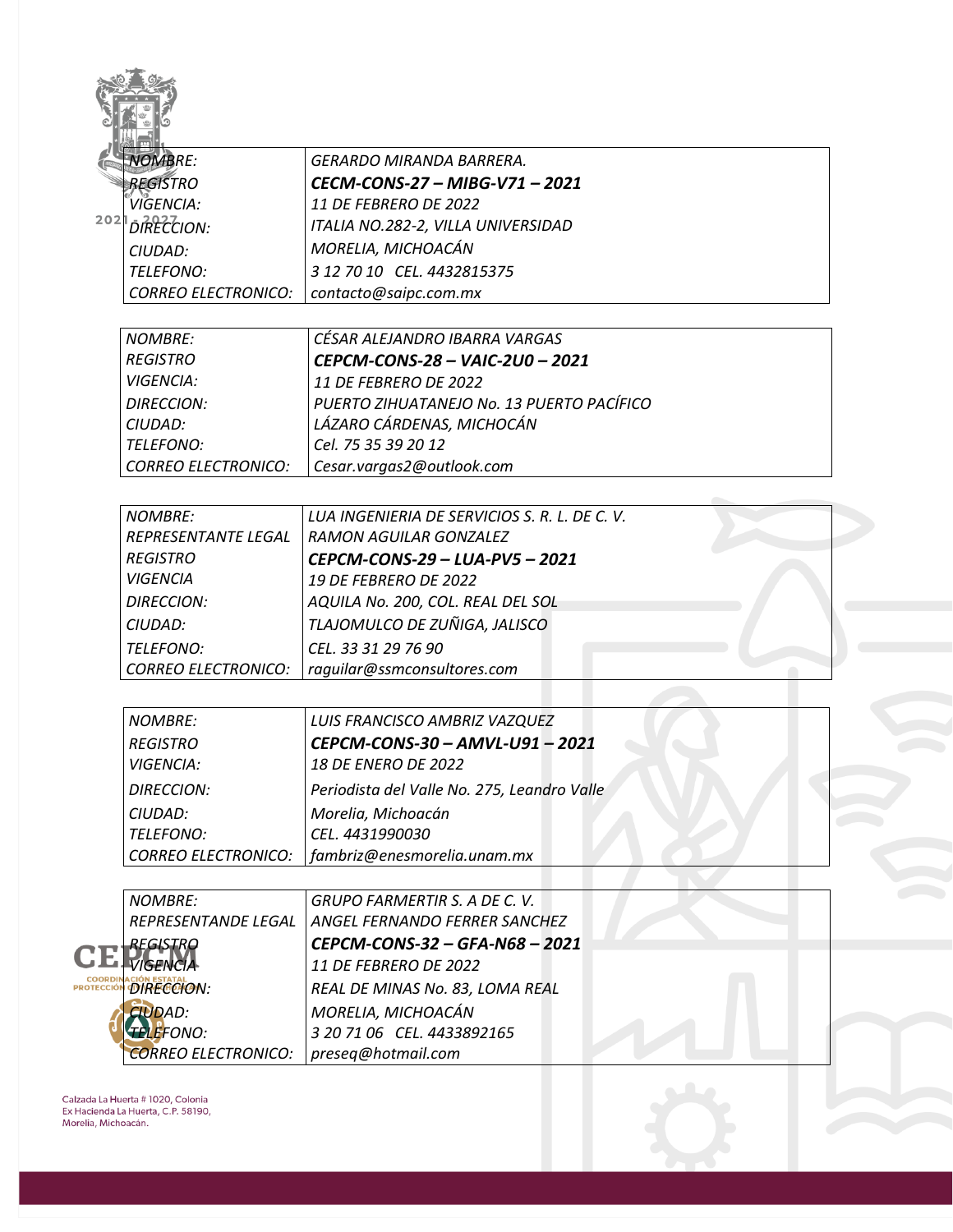| NOMBRE: | GERARDO MIRANDA BARRERA. |
|---|---|
| REGISTRO | **CECM-CONS-27 – MIBG-V71 – 2021** |
| VIGENCIA: | 11 DE FEBRERO DE 2022 |
| DIRECCION: | ITALIA NO.282-2, VILLA UNIVERSIDAD |
| CIUDAD: | MORELIA, MICHOACÁN |
| TELEFONO: | 3 12 70 10 CEL. 4432815375 |
| CORREO ELECTRONICO: | contacto@saipc.com.mx |

| NOMBRE: | CÉSAR ALEJANDRO IBARRA VARGAS |
|---|---|
| REGISTRO | **CEPCM-CONS-28 – VAIC-2U0 – 2021** |
| VIGENCIA: | 11 DE FEBRERO DE 2022 |
| DIRECCION: | PUERTO ZIHUATANEJO No. 13 PUERTO PACÍFICO |
| CIUDAD: | LÁZARO CÁRDENAS, MICHOCÁN |
| TELEFONO: | Cel. 75 35 39 20 12 |
| CORREO ELECTRONICO: | Cesar.vargas2@outlook.com |

| NOMBRE: | LUA INGENIERIA DE SERVICIOS S. R. L. DE C. V. |
|---|---|
| REPRESENTANTE LEGAL | RAMON AGUILAR GONZALEZ |
| REGISTRO | **CEPCM-CONS-29 – LUA-PV5 – 2021** |
| VIGENCIA | 19 DE FEBRERO DE 2022 |
| DIRECCION: | AQUILA No. 200, COL. REAL DEL SOL |
| CIUDAD: | TLAJOMULCO DE ZUÑIGA, JALISCO |
| TELEFONO: | CEL. 33 31 29 76 90 |
| CORREO ELECTRONICO: | raguilar@ssmconsultores.com |

| NOMBRE: | LUIS FRANCISCO AMBRIZ VAZQUEZ |
|---|---|
| REGISTRO | **CEPCM-CONS-30 – AMVL-U91 – 2021** |
| VIGENCIA: | 18 DE ENERO DE 2022 |
| DIRECCION: | Periodista del Valle No. 275, Leandro Valle |
| CIUDAD: | Morelia, Michoacán |
| TELEFONO: | CEL. 4431990030 |
| CORREO ELECTRONICO: | fambriz@enesmorelia.unam.mx |

| NOMBRE: | GRUPO FARMERTIR S. A DE C. V. |
|---|---|
| REPRESENTANDE LEGAL | ANGEL FERNANDO FERRER SANCHEZ |
| REGISTRO | **CEPCM-CONS-32 – GFA-N68 – 2021** |
| VIGENCIA | 11 DE FEBRERO DE 2022 |
| DIRECCION: | REAL DE MINAS No. 83, LOMA REAL |
| CIUDAD: | MORELIA, MICHOACÁN |
| TELEFONO: | 3 20 71 06 CEL. 4433892165 |
| CORREO ELECTRONICO: | preseq@hotmail.com |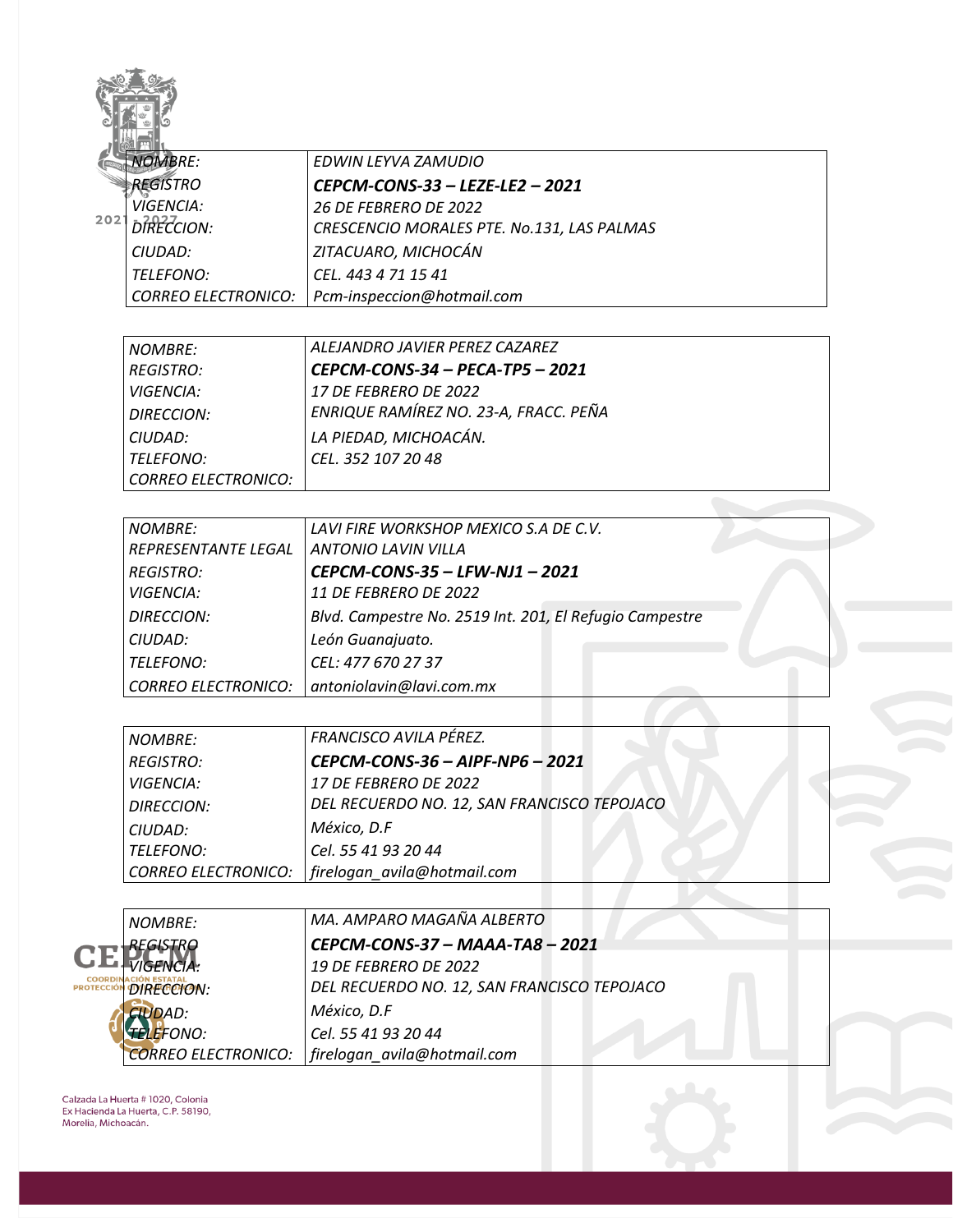| | |
|---|---|
| *NOMBRE:* | *EDWIN LEYVA ZAMUDIO* |
| *REGISTRO* | ***CEPCM-CONS-33 – LEZE-LE2 – 2021*** |
| *VIGENCIA:* | *26 DE FEBRERO DE 2022* |
| *DIRECCION:* | *CRESCENCIO MORALES PTE. No.131, LAS PALMAS* |
| *CIUDAD:* | *ZITACUARO, MICHOCÁN* |
| *TELEFONO:* | *CEL. 443 4 71 15 41* |
| *CORREO ELECTRONICO:* | *Pcm-inspeccion@hotmail.com* |

| | |
|---|---|
| *NOMBRE:* | *ALEJANDRO JAVIER PEREZ CAZAREZ* |
| *REGISTRO:* | ***CEPCM-CONS-34 – PECA-TP5 – 2021*** |
| *VIGENCIA:* | *17 DE FEBRERO DE 2022* |
| *DIRECCION:* | *ENRIQUE RAMÍREZ NO. 23-A, FRACC. PEÑA* |
| *CIUDAD:* | *LA PIEDAD, MICHOACÁN.* |
| *TELEFONO:* | *CEL. 352 107 20 48* |
| *CORREO ELECTRONICO:* | |

| | |
|---|---|
| *NOMBRE:* | *LAVI FIRE WORKSHOP MEXICO S.A DE C.V.* |
| *REPRESENTANTE LEGAL* | *ANTONIO LAVIN VILLA* |
| *REGISTRO:* | ***CEPCM-CONS-35 – LFW-NJ1 – 2021*** |
| *VIGENCIA:* | *11 DE FEBRERO DE 2022* |
| *DIRECCION:* | *Blvd. Campestre No. 2519 Int. 201, El Refugio Campestre* |
| *CIUDAD:* | *León Guanajuato.* |
| *TELEFONO:* | *CEL: 477 670 27 37* |
| *CORREO ELECTRONICO:* | *antoniolavin@lavi.com.mx* |

| | |
|---|---|
| *NOMBRE:* | *FRANCISCO AVILA PÉREZ.* |
| *REGISTRO:* | ***CEPCM-CONS-36 – AIPF-NP6 – 2021*** |
| *VIGENCIA:* | *17 DE FEBRERO DE 2022* |
| *DIRECCION:* | *DEL RECUERDO NO. 12, SAN FRANCISCO TEPOJACO* |
| *CIUDAD:* | *México, D.F* |
| *TELEFONO:* | *Cel. 55 41 93 20 44* |
| *CORREO ELECTRONICO:* | *firelogan_avila@hotmail.com* |

| | |
|---|---|
| *NOMBRE:* | *MA. AMPARO MAGAÑA ALBERTO* |
| *REGISTRO* | ***CEPCM-CONS-37 – MAAA-TA8 – 2021*** |
| *VIGENCIA:* | *19 DE FEBRERO DE 2022* |
| *DIRECCION:* | *DEL RECUERDO NO. 12, SAN FRANCISCO TEPOJACO* |
| *CIUDAD:* | *México, D.F* |
| *TELEFONO:* | *Cel. 55 41 93 20 44* |
| *CORREO ELECTRONICO:* | *firelogan_avila@hotmail.com* |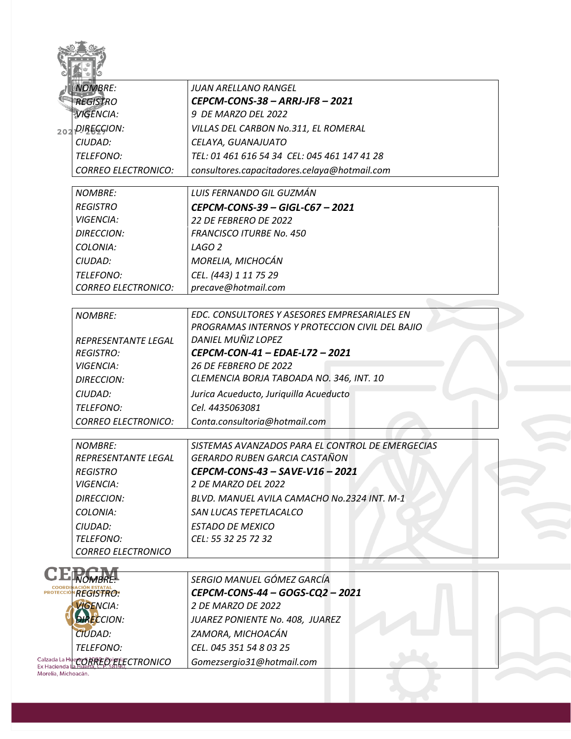| | |
|---|---|
| *NOMBRE:* | *JUAN ARELLANO RANGEL* |
| *REGISTRO* | ***CEPCM-CONS-38 – ARRJ-JF8 – 2021*** |
| *VIGENCIA:* | *9 DE MARZO DEL 2022* |
| *DIRECCION:* | *VILLAS DEL CARBON No.311, EL ROMERAL* |
| *CIUDAD:* | *CELAYA, GUANAJUATO* |
| *TELEFONO:* | *TEL: 01 461 616 54 34 CEL: 045 461 147 41 28* |
| *CORREO ELECTRONICO:* | *consultores.capacitadores.celaya@hotmail.com* |

| | |
|---|---|
| *NOMBRE:* | *LUIS FERNANDO GIL GUZMÁN* |
| *REGISTRO* | ***CEPCM-CONS-39 – GIGL-C67 – 2021*** |
| *VIGENCIA:* | *22 DE FEBRERO DE 2022* |
| *DIRECCION:* | *FRANCISCO ITURBE No. 450* |
| *COLONIA:* | *LAGO 2* |
| *CIUDAD:* | *MORELIA, MICHOCÁN* |
| *TELEFONO:* | *CEL. (443) 1 11 75 29* |
| *CORREO ELECTRONICO:* | *precave@hotmail.com* |

| | |
|---|---|
| *NOMBRE:* | *EDC. CONSULTORES Y ASESORES EMPRESARIALES EN PROGRAMAS INTERNOS Y PROTECCION CIVIL DEL BAJIO* |
| *REPRESENTANTE LEGAL* | *DANIEL MUÑIZ LOPEZ* |
| *REGISTRO:* | ***CEPCM-CON-41 – EDAE-L72 – 2021*** |
| *VIGENCIA:* | *26 DE FEBRERO DE 2022* |
| *DIRECCION:* | *CLEMENCIA BORJA TABOADA NO. 346, INT. 10* |
| *CIUDAD:* | *Jurica Acueducto, Juriquilla Acueducto* |
| *TELEFONO:* | *Cel. 4435063081* |
| *CORREO ELECTRONICO:* | *Conta.consultoria@hotmail.com* |

| | |
|---|---|
| *NOMBRE:* | *SISTEMAS AVANZADOS PARA EL CONTROL DE EMERGECIAS* |
| *REPRESENTANTE LEGAL* | *GERARDO RUBEN GARCIA CASTAÑON* |
| *REGISTRO* | ***CEPCM-CONS-43 – SAVE-V16 – 2021*** |
| *VIGENCIA:* | *2 DE MARZO DEL 2022* |
| *DIRECCION:* | *BLVD. MANUEL AVILA CAMACHO No.2324 INT. M-1* |
| *COLONIA:* | *SAN LUCAS TEPETLACALCO* |
| *CIUDAD:* | *ESTADO DE MEXICO* |
| *TELEFONO:* | *CEL: 55 32 25 72 32* |
| *CORREO ELECTRONICO* | |

| | |
|---|---|
| *NOMBRE:* | *SERGIO MANUEL GÓMEZ GARCÍA* |
| *REGISTRO:* | ***CEPCM-CONS-44 – GOGS-CQ2 – 2021*** |
| *VIGENCIA:* | *2 DE MARZO DE 2022* |
| *DIRECCION:* | *JUAREZ PONIENTE No. 408, JUAREZ* |
| *CIUDAD:* | *ZAMORA, MICHOACÁN* |
| *TELEFONO:* | *CEL. 045 351 54 8 03 25* |
| *CORREO ELECTRONICO* | *Gomezsergio31@hotmail.com* |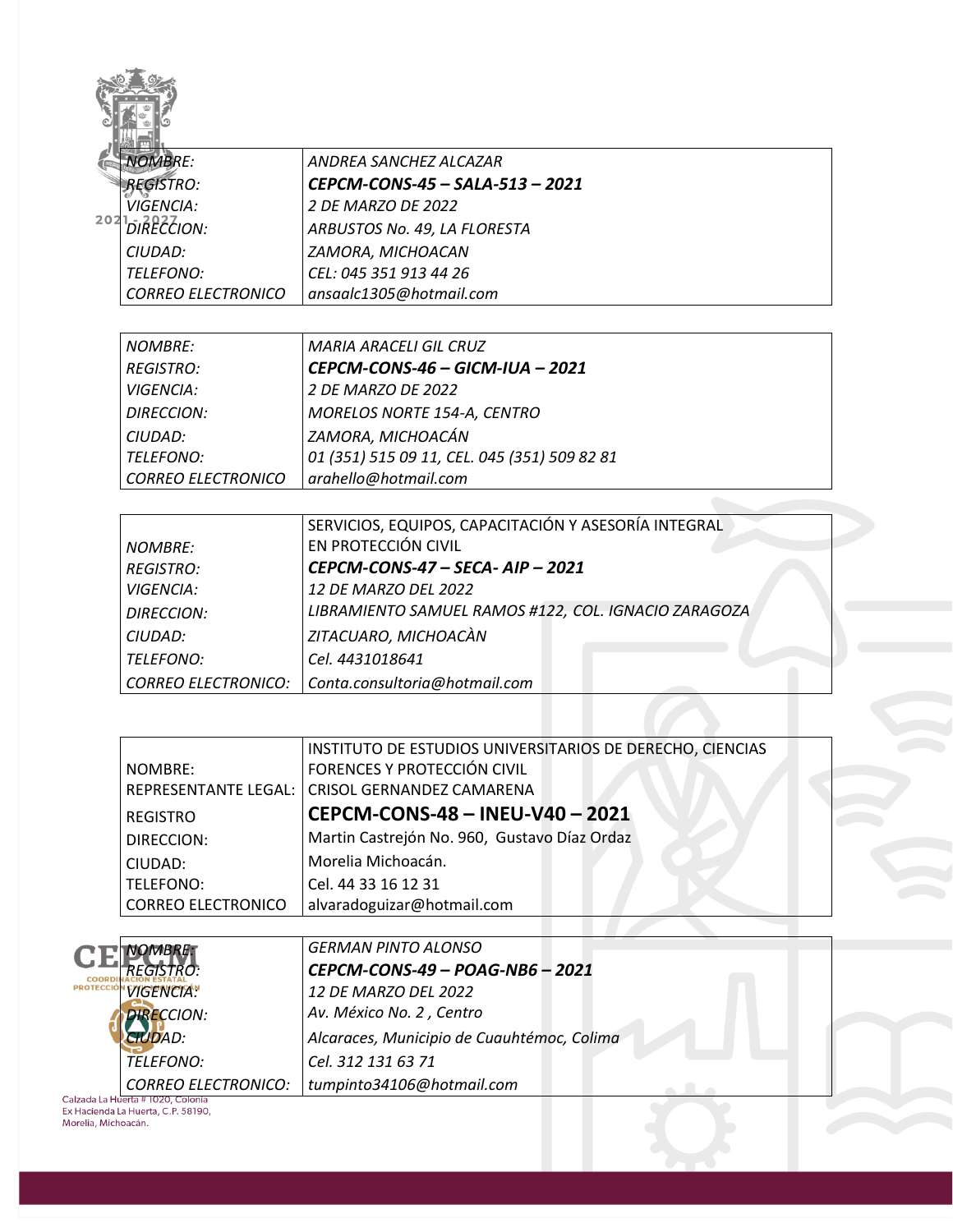| | |
|---|---|
| *NOMBRE:* | *ANDREA SANCHEZ ALCAZAR* |
| *REGISTRO:* | ***CEPCM-CONS-45 – SALA-513 – 2021*** |
| *VIGENCIA:* | *2 DE MARZO DE 2022* |
| *DIRECCION:* | *ARBUSTOS No. 49, LA FLORESTA* |
| *CIUDAD:* | *ZAMORA, MICHOACAN* |
| *TELEFONO:* | *CEL: 045 351 913 44 26* |
| *CORREO ELECTRONICO* | *ansaalc1305@hotmail.com* |

| | |
|---|---|
| *NOMBRE:* | *MARIA ARACELI GIL CRUZ* |
| *REGISTRO:* | ***CEPCM-CONS-46 – GICM-IUA – 2021*** |
| *VIGENCIA:* | *2 DE MARZO DE 2022* |
| *DIRECCION:* | *MORELOS NORTE 154-A, CENTRO* |
| *CIUDAD:* | *ZAMORA, MICHOACÁN* |
| *TELEFONO:* | *01 (351) 515 09 11, CEL. 045 (351) 509 82 81* |
| *CORREO ELECTRONICO* | *arahello@hotmail.com* |

| | |
|---|---|
| *NOMBRE:* | SERVICIOS, EQUIPOS, CAPACITACIÓN Y ASESORÍA INTEGRAL EN PROTECCIÓN CIVIL |
| *REGISTRO:* | ***CEPCM-CONS-47 – SECA- AIP – 2021*** |
| *VIGENCIA:* | *12 DE MARZO DEL 2022* |
| *DIRECCION:* | *LIBRAMIENTO SAMUEL RAMOS #122, COL. IGNACIO ZARAGOZA* |
| *CIUDAD:* | *ZITACUARO, MICHOACÀN* |
| *TELEFONO:* | *Cel. 4431018641* |
| *CORREO ELECTRONICO:* | *Conta.consultoria@hotmail.com* |

| | |
|---|---|
| NOMBRE: | INSTITUTO DE ESTUDIOS UNIVERSITARIOS DE DERECHO, CIENCIAS FORENCES Y PROTECCIÓN CIVIL |
| REPRESENTANTE LEGAL: | CRISOL GERNANDEZ CAMARENA |
| REGISTRO | **CEPCM-CONS-48 – INEU-V40 – 2021** |
| DIRECCION: | Martin Castrejón No. 960, Gustavo Díaz Ordaz |
| CIUDAD: | Morelia Michoacán. |
| TELEFONO: | Cel. 44 33 16 12 31 |
| CORREO ELECTRONICO | alvaradoguizar@hotmail.com |

| | |
|---|---|
| *NOMBRE:* | *GERMAN PINTO ALONSO* |
| *REGISTRO:* | ***CEPCM-CONS-49 – POAG-NB6 – 2021*** |
| *VIGENCIA:* | *12 DE MARZO DEL 2022* |
| *DIRECCION:* | *Av. México No. 2 , Centro* |
| *CIUDAD:* | *Alcaraces, Municipio de Cuauhtémoc, Colima* |
| *TELEFONO:* | *Cel. 312 131 63 71* |
| *CORREO ELECTRONICO:* | *tumpinto34106@hotmail.com* |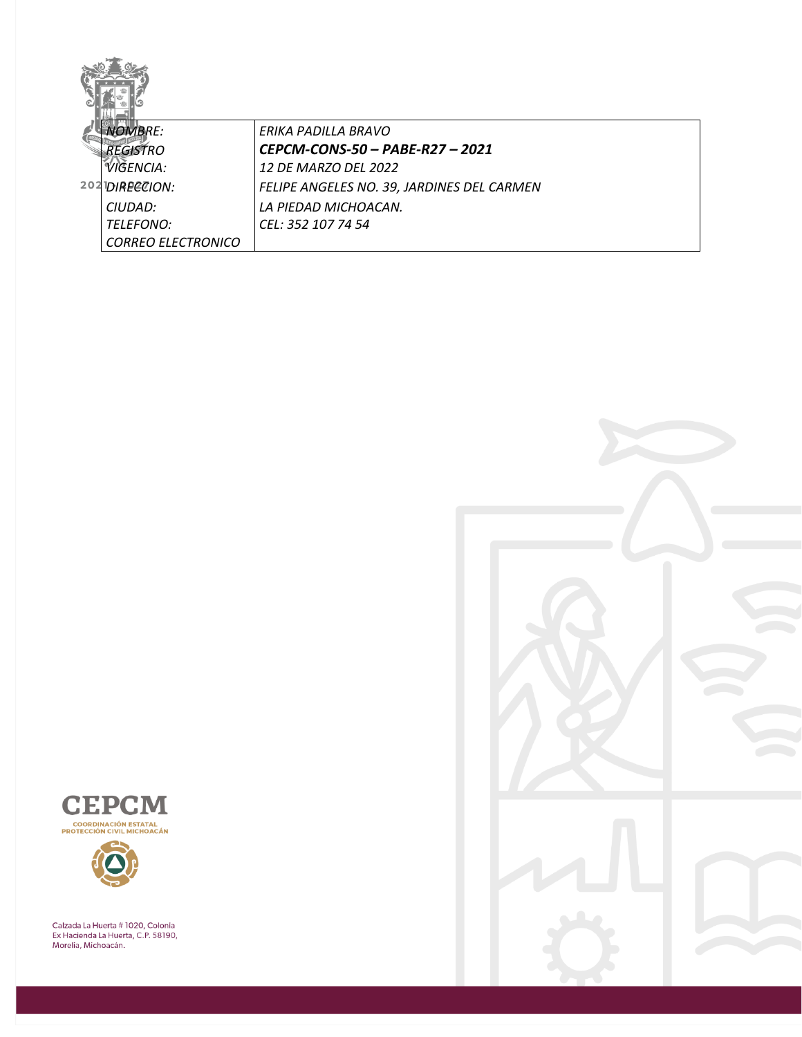| | |
|---|---|
| *NOMBRE:* | *ERIKA PADILLA BRAVO* |
| *REGISTRO* | ***CEPCM-CONS-50 – PABE-R27 – 2021*** |
| *VIGENCIA:* | *12 DE MARZO DEL 2022* |
| *DIRECCION:* | *FELIPE ANGELES NO. 39, JARDINES DEL CARMEN* |
| *CIUDAD:* | *LA PIEDAD MICHOACAN.* |
| *TELEFONO:* | *CEL: 352 107 74 54* |
| *CORREO ELECTRONICO* | |

CEPCM

COORDINACIÓN ESTATAL PROTECCIÓN CIVIL MICHOACÁN

Calzada La Huerta # 1020, Colonia Ex Hacienda La Huerta, C.P. 58190, Morelia, Michoacán.